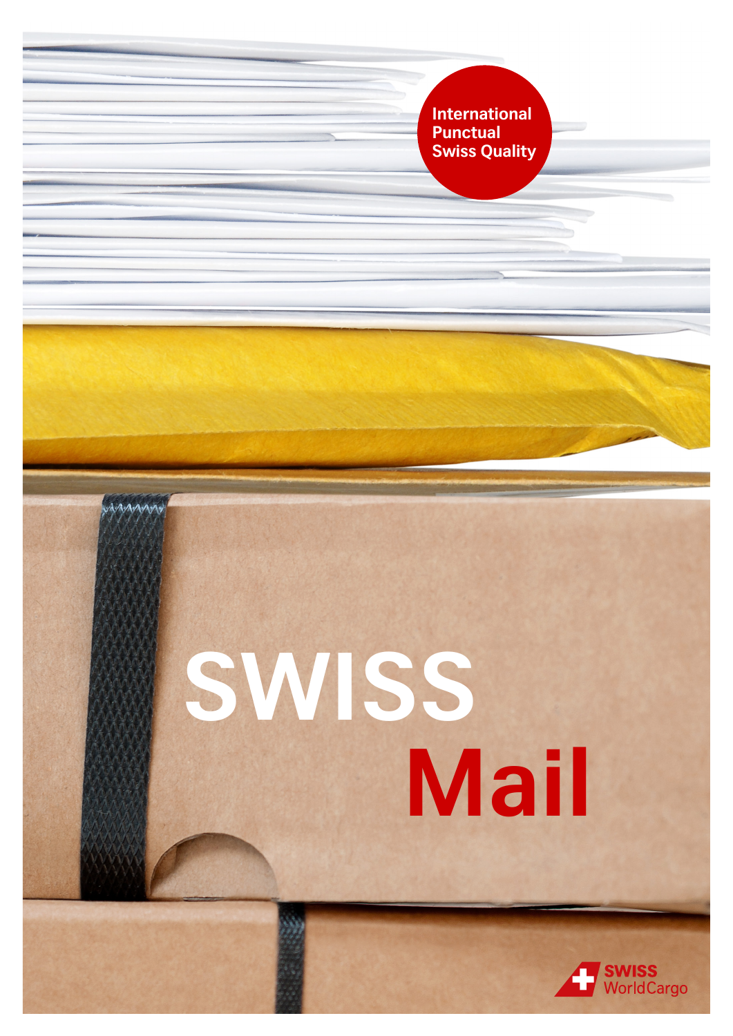International
Punctual
Swiss Quality

# SWISS Mail

SWISS WorldCargo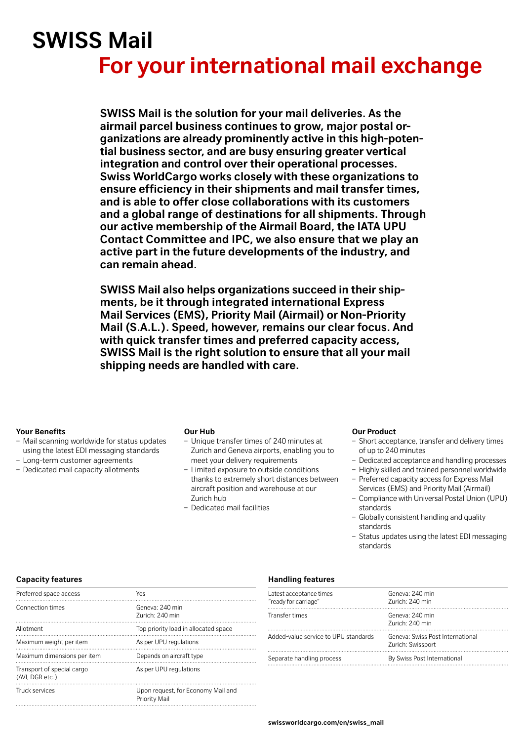# SWISS Mail

## For your international mail exchange

**SWISS Mail is the solution for your mail deliveries. As the airmail parcel business continues to grow, major postal organizations are already prominently active in this high-potential business sector, and are busy ensuring greater vertical integration and control over their operational processes. Swiss WorldCargo works closely with these organizations to ensure efficiency in their shipments and mail transfer times, and is able to offer close collaborations with its customers and a global range of destinations for all shipments. Through our active membership of the Airmail Board, the IATA UPU Contact Committee and IPC, we also ensure that we play an active part in the future developments of the industry, and can remain ahead.**

**SWISS Mail also helps organizations succeed in their shipments, be it through integrated international Express Mail Services (EMS), Priority Mail (Airmail) or Non-Priority Mail (S.A.L.). Speed, however, remains our clear focus. And with quick transfer times and preferred capacity access, SWISS Mail is the right solution to ensure that all your mail shipping needs are handled with care.**

### Your Benefits

- Mail scanning worldwide for status updates using the latest EDI messaging standards
- Long-term customer agreements
- Dedicated mail capacity allotments

### Our Hub

- Unique transfer times of 240 minutes at Zurich and Geneva airports, enabling you to meet your delivery requirements
- Limited exposure to outside conditions thanks to extremely short distances between aircraft position and warehouse at our Zurich hub
- Dedicated mail facilities

### Our Product

- Short acceptance, transfer and delivery times of up to 240 minutes
- Dedicated acceptance and handling processes
- Highly skilled and trained personnel worldwide
- Preferred capacity access for Express Mail Services (EMS) and Priority Mail (Airmail)
- Compliance with Universal Postal Union (UPU) standards
- Globally consistent handling and quality standards
- Status updates using the latest EDI messaging standards

### Capacity features

| | |
|---|---|
| Preferred space access | Yes |
| Connection times | Geneva: 240 min<br>Zurich: 240 min |
| Allotment | Top priority load in allocated space |
| Maximum weight per item | As per UPU regulations |
| Maximum dimensions per item | Depends on aircraft type |
| Transport of special cargo (AVI, DGR etc.) | As per UPU regulations |
| Truck services | Upon request, for Economy Mail and Priority Mail |

### Handling features

| | |
|---|---|
| Latest acceptance times "ready for carriage" | Geneva: 240 min<br>Zurich: 240 min |
| Transfer times | Geneva: 240 min<br>Zurich: 240 min |
| Added-value service to UPU standards | Geneva: Swiss Post International<br>Zurich: Swissport |
| Separate handling process | By Swiss Post International |

**swissworldcargo.com/en/swiss_mail**